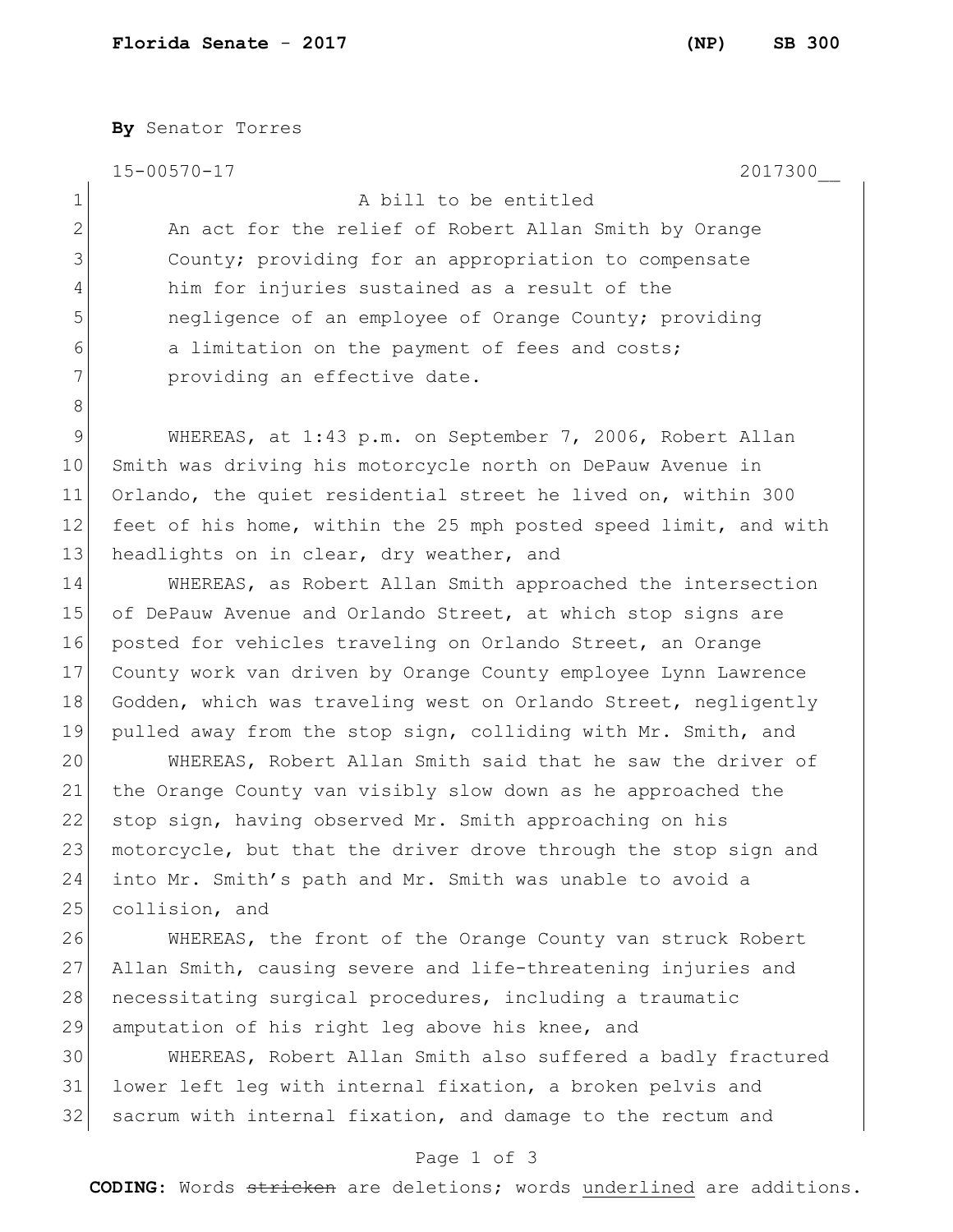**By** Senator Torres

15-00570-17 2017300__

A bill to be entitled

An act for the relief of Robert Allan Smith by Orange County; providing for an appropriation to compensate him for injuries sustained as a result of the negligence of an employee of Orange County; providing a limitation on the payment of fees and costs; providing an effective date.

WHEREAS, at 1:43 p.m. on September 7, 2006, Robert Allan Smith was driving his motorcycle north on DePauw Avenue in Orlando, the quiet residential street he lived on, within 300 feet of his home, within the 25 mph posted speed limit, and with headlights on in clear, dry weather, and

WHEREAS, as Robert Allan Smith approached the intersection of DePauw Avenue and Orlando Street, at which stop signs are posted for vehicles traveling on Orlando Street, an Orange County work van driven by Orange County employee Lynn Lawrence Godden, which was traveling west on Orlando Street, negligently pulled away from the stop sign, colliding with Mr. Smith, and

WHEREAS, Robert Allan Smith said that he saw the driver of the Orange County van visibly slow down as he approached the stop sign, having observed Mr. Smith approaching on his motorcycle, but that the driver drove through the stop sign and into Mr. Smith's path and Mr. Smith was unable to avoid a collision, and

WHEREAS, the front of the Orange County van struck Robert Allan Smith, causing severe and life-threatening injuries and necessitating surgical procedures, including a traumatic amputation of his right leg above his knee, and

WHEREAS, Robert Allan Smith also suffered a badly fractured lower left leg with internal fixation, a broken pelvis and sacrum with internal fixation, and damage to the rectum and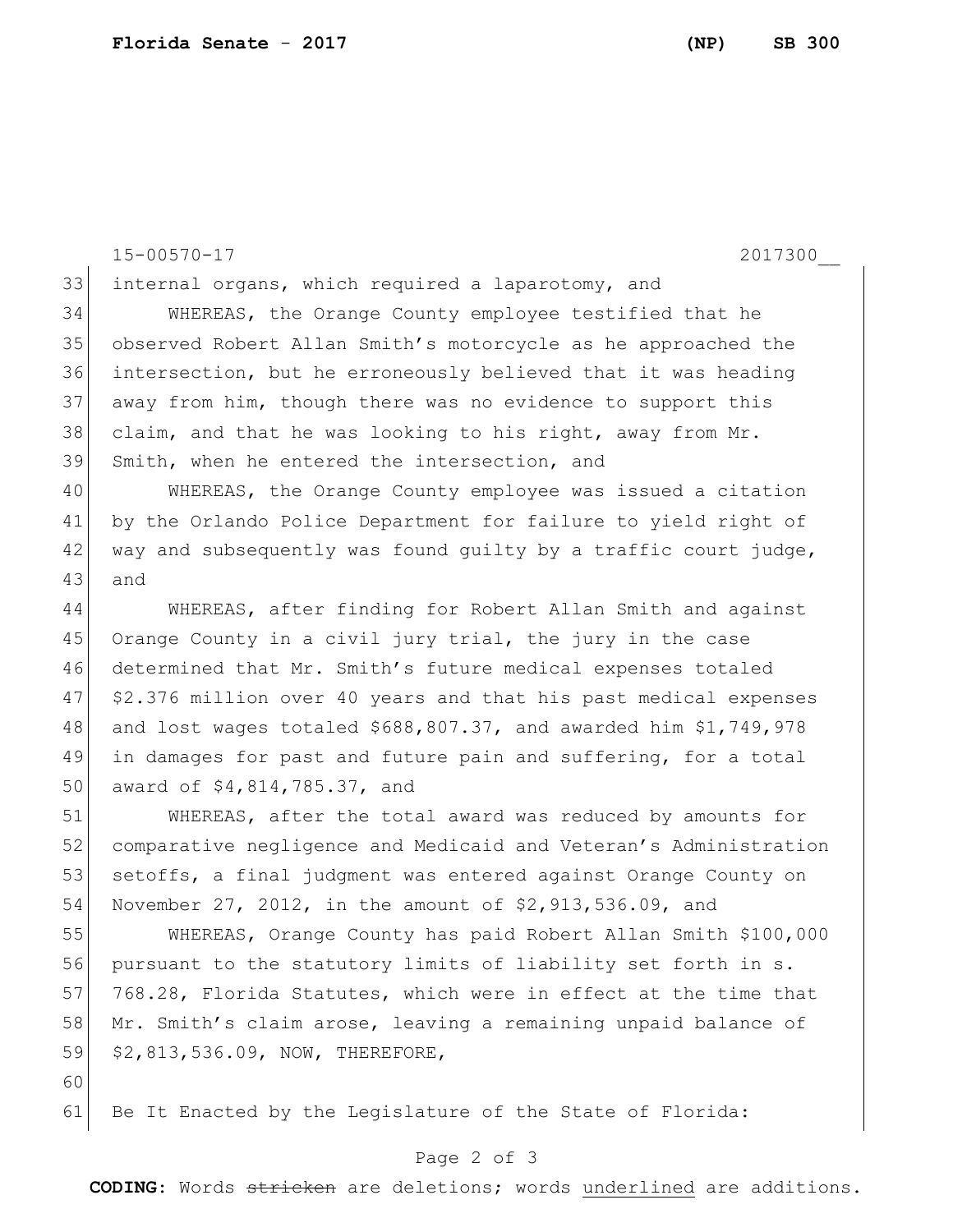internal organs, which required a laparotomy, and

WHEREAS, the Orange County employee testified that he observed Robert Allan Smith's motorcycle as he approached the intersection, but he erroneously believed that it was heading away from him, though there was no evidence to support this claim, and that he was looking to his right, away from Mr. Smith, when he entered the intersection, and

WHEREAS, the Orange County employee was issued a citation by the Orlando Police Department for failure to yield right of way and subsequently was found guilty by a traffic court judge, and

WHEREAS, after finding for Robert Allan Smith and against Orange County in a civil jury trial, the jury in the case determined that Mr. Smith's future medical expenses totaled $2.376 million over 40 years and that his past medical expenses and lost wages totaled $688,807.37, and awarded him $1,749,978 in damages for past and future pain and suffering, for a total award of $4,814,785.37, and

WHEREAS, after the total award was reduced by amounts for comparative negligence and Medicaid and Veteran's Administration setoffs, a final judgment was entered against Orange County on November 27, 2012, in the amount of $2,913,536.09, and

WHEREAS, Orange County has paid Robert Allan Smith $100,000 pursuant to the statutory limits of liability set forth in s. 768.28, Florida Statutes, which were in effect at the time that Mr. Smith's claim arose, leaving a remaining unpaid balance of $2,813,536.09, NOW, THEREFORE,

Be It Enacted by the Legislature of the State of Florida: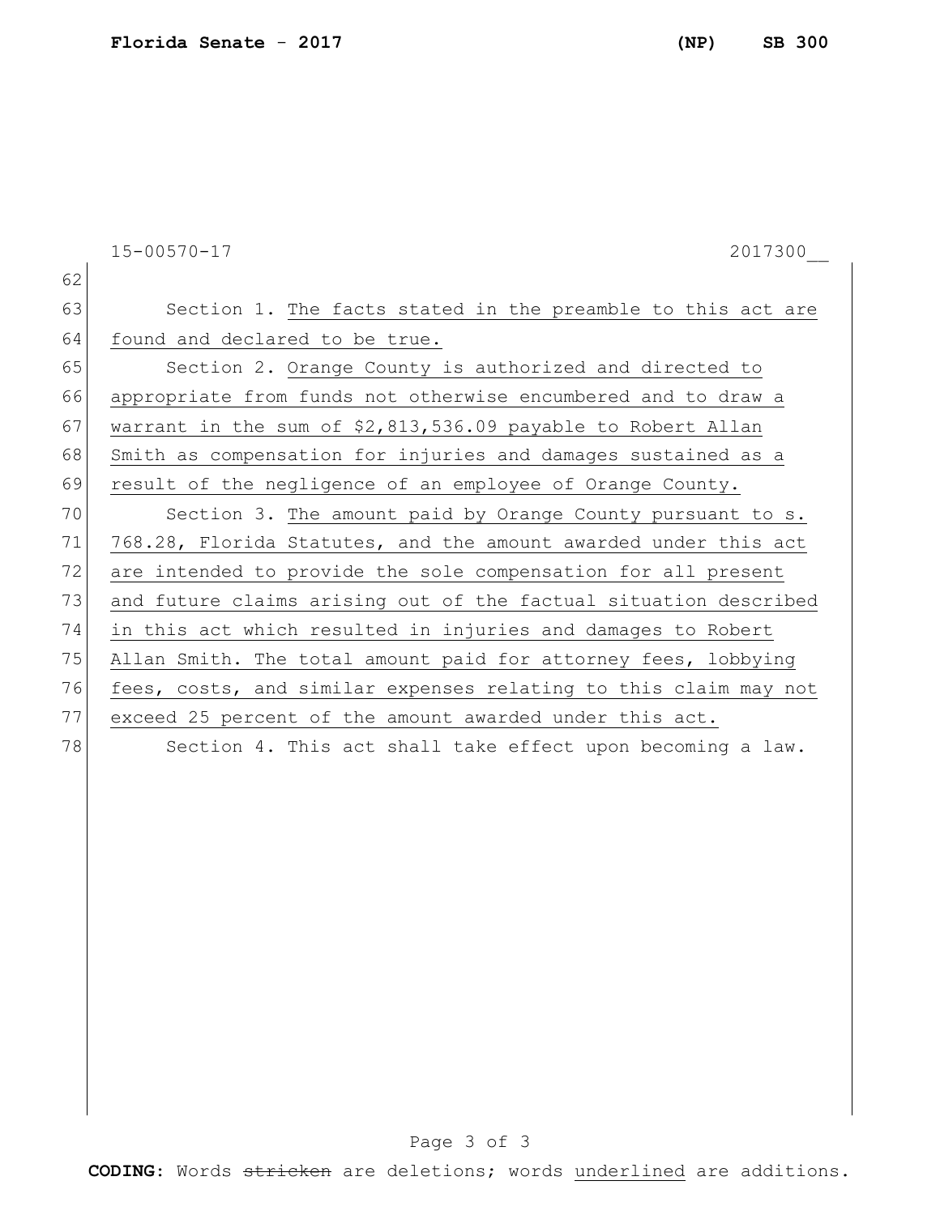15-00570-17 2017300__

Section 1. The facts stated in the preamble to this act are found and declared to be true.

Section 2. Orange County is authorized and directed to appropriate from funds not otherwise encumbered and to draw a warrant in the sum of $2,813,536.09 payable to Robert Allan Smith as compensation for injuries and damages sustained as a result of the negligence of an employee of Orange County.

Section 3. The amount paid by Orange County pursuant to s. 768.28, Florida Statutes, and the amount awarded under this act are intended to provide the sole compensation for all present and future claims arising out of the factual situation described in this act which resulted in injuries and damages to Robert Allan Smith. The total amount paid for attorney fees, lobbying fees, costs, and similar expenses relating to this claim may not exceed 25 percent of the amount awarded under this act.

Section 4. This act shall take effect upon becoming a law.

**CODING:** Words ~~stricken~~ are deletions; words underlined are additions.